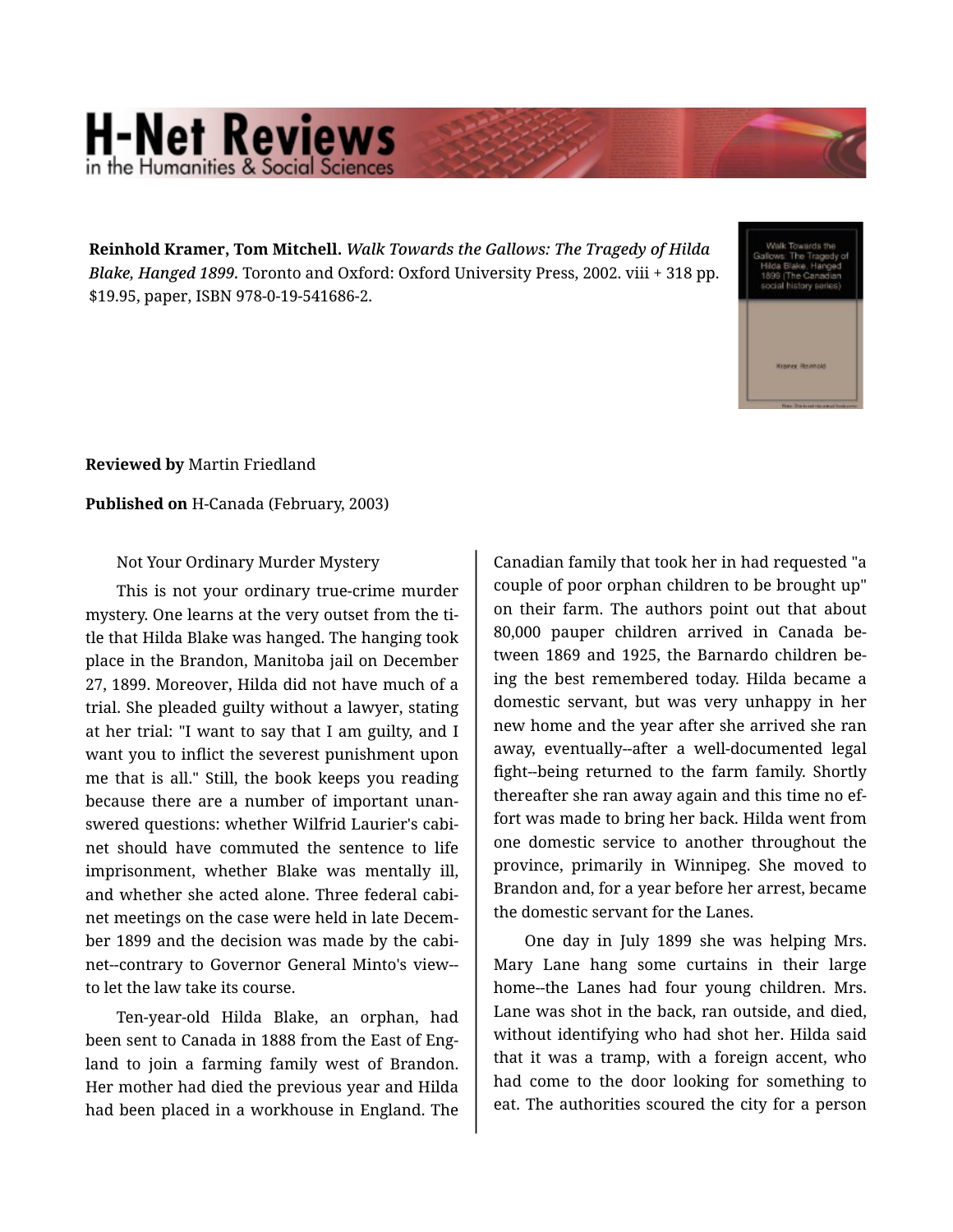**Reinhold Kramer, Tom Mitchell.** *Walk Towards the Gallows: The Tragedy of Hilda Blake, Hanged 1899.* Toronto and Oxford: Oxford University Press, 2002. viii + 318 pp. $19.95, paper, ISBN 978-0-19-541686-2.

**Reviewed by** Martin Friedland

**Published on** H-Canada (February, 2003)

Not Your Ordinary Murder Mystery

This is not your ordinary true-crime murder mystery. One learns at the very outset from the title that Hilda Blake was hanged. The hanging took place in the Brandon, Manitoba jail on December 27, 1899. Moreover, Hilda did not have much of a trial. She pleaded guilty without a lawyer, stating at her trial: "I want to say that I am guilty, and I want you to inflict the severest punishment upon me that is all." Still, the book keeps you reading because there are a number of important unanswered questions: whether Wilfrid Laurier's cabinet should have commuted the sentence to life imprisonment, whether Blake was mentally ill, and whether she acted alone. Three federal cabinet meetings on the case were held in late December 1899 and the decision was made by the cabinet--contrary to Governor General Minto's view--to let the law take its course.

Ten-year-old Hilda Blake, an orphan, had been sent to Canada in 1888 from the East of England to join a farming family west of Brandon. Her mother had died the previous year and Hilda had been placed in a workhouse in England. The Canadian family that took her in had requested "a couple of poor orphan children to be brought up" on their farm. The authors point out that about 80,000 pauper children arrived in Canada between 1869 and 1925, the Barnardo children being the best remembered today. Hilda became a domestic servant, but was very unhappy in her new home and the year after she arrived she ran away, eventually--after a well-documented legal fight--being returned to the farm family. Shortly thereafter she ran away again and this time no effort was made to bring her back. Hilda went from one domestic service to another throughout the province, primarily in Winnipeg. She moved to Brandon and, for a year before her arrest, became the domestic servant for the Lanes.

One day in July 1899 she was helping Mrs. Mary Lane hang some curtains in their large home--the Lanes had four young children. Mrs. Lane was shot in the back, ran outside, and died, without identifying who had shot her. Hilda said that it was a tramp, with a foreign accent, who had come to the door looking for something to eat. The authorities scoured the city for a person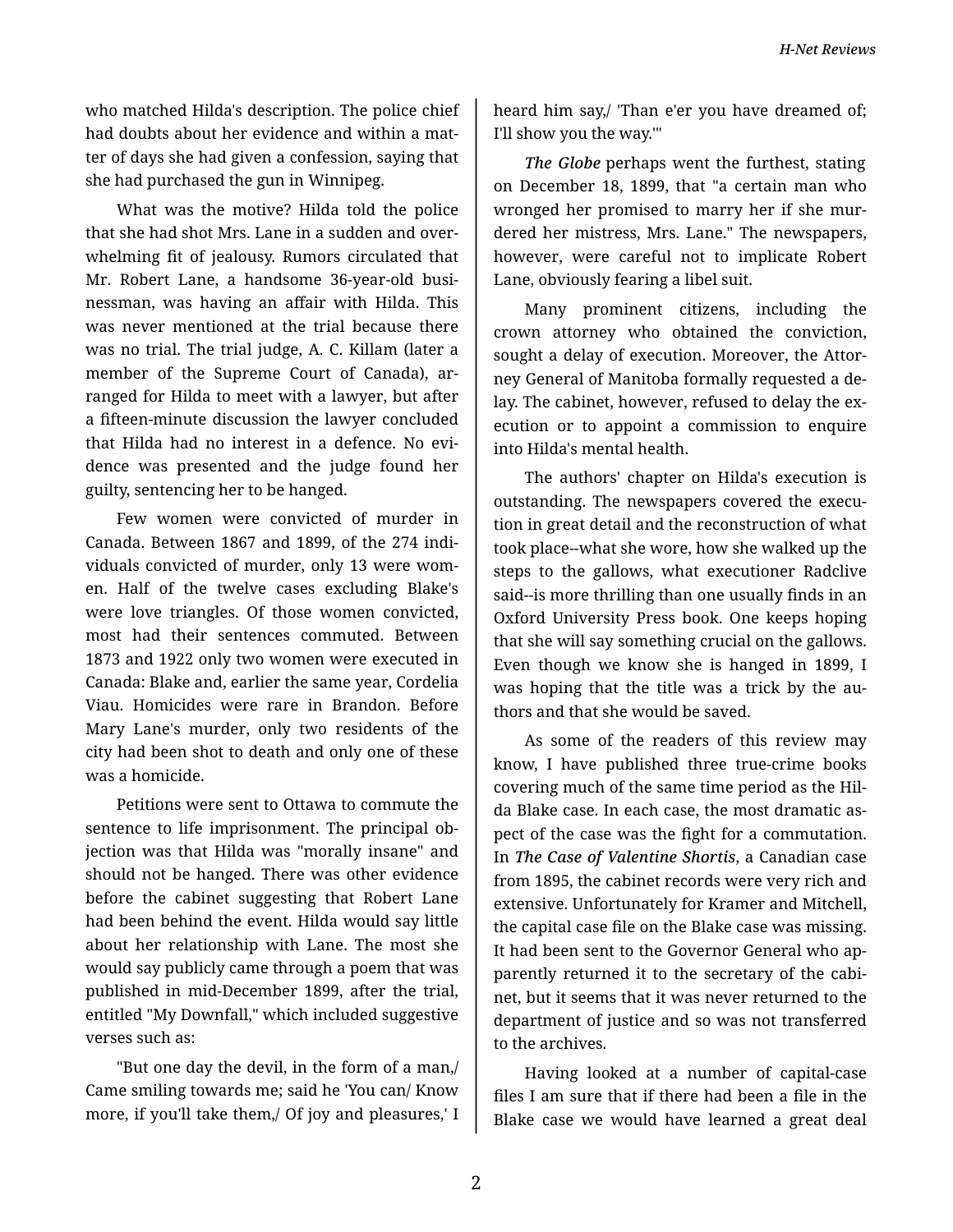who matched Hilda's description. The police chief had doubts about her evidence and within a matter of days she had given a confession, saying that she had purchased the gun in Winnipeg.

What was the motive? Hilda told the police that she had shot Mrs. Lane in a sudden and overwhelming fit of jealousy. Rumors circulated that Mr. Robert Lane, a handsome 36-year-old businessman, was having an affair with Hilda. This was never mentioned at the trial because there was no trial. The trial judge, A. C. Killam (later a member of the Supreme Court of Canada), arranged for Hilda to meet with a lawyer, but after a fifteen-minute discussion the lawyer concluded that Hilda had no interest in a defence. No evidence was presented and the judge found her guilty, sentencing her to be hanged.

Few women were convicted of murder in Canada. Between 1867 and 1899, of the 274 individuals convicted of murder, only 13 were women. Half of the twelve cases excluding Blake's were love triangles. Of those women convicted, most had their sentences commuted. Between 1873 and 1922 only two women were executed in Canada: Blake and, earlier the same year, Cordelia Viau. Homicides were rare in Brandon. Before Mary Lane's murder, only two residents of the city had been shot to death and only one of these was a homicide.

Petitions were sent to Ottawa to commute the sentence to life imprisonment. The principal objection was that Hilda was "morally insane" and should not be hanged. There was other evidence before the cabinet suggesting that Robert Lane had been behind the event. Hilda would say little about her relationship with Lane. The most she would say publicly came through a poem that was published in mid-December 1899, after the trial, entitled "My Downfall," which included suggestive verses such as:

"But one day the devil, in the form of a man,/ Came smiling towards me; said he 'You can/ Know more, if you'll take them,/ Of joy and pleasures,' I heard him say,/ 'Than e'er you have dreamed of; I'll show you the way.'"

*The Globe* perhaps went the furthest, stating on December 18, 1899, that "a certain man who wronged her promised to marry her if she murdered her mistress, Mrs. Lane." The newspapers, however, were careful not to implicate Robert Lane, obviously fearing a libel suit.

Many prominent citizens, including the crown attorney who obtained the conviction, sought a delay of execution. Moreover, the Attorney General of Manitoba formally requested a delay. The cabinet, however, refused to delay the execution or to appoint a commission to enquire into Hilda's mental health.

The authors' chapter on Hilda's execution is outstanding. The newspapers covered the execution in great detail and the reconstruction of what took place--what she wore, how she walked up the steps to the gallows, what executioner Radclive said--is more thrilling than one usually finds in an Oxford University Press book. One keeps hoping that she will say something crucial on the gallows. Even though we know she is hanged in 1899, I was hoping that the title was a trick by the authors and that she would be saved.

As some of the readers of this review may know, I have published three true-crime books covering much of the same time period as the Hilda Blake case. In each case, the most dramatic aspect of the case was the fight for a commutation. In *The Case of Valentine Shortis*, a Canadian case from 1895, the cabinet records were very rich and extensive. Unfortunately for Kramer and Mitchell, the capital case file on the Blake case was missing. It had been sent to the Governor General who apparently returned it to the secretary of the cabinet, but it seems that it was never returned to the department of justice and so was not transferred to the archives.

Having looked at a number of capital-case files I am sure that if there had been a file in the Blake case we would have learned a great deal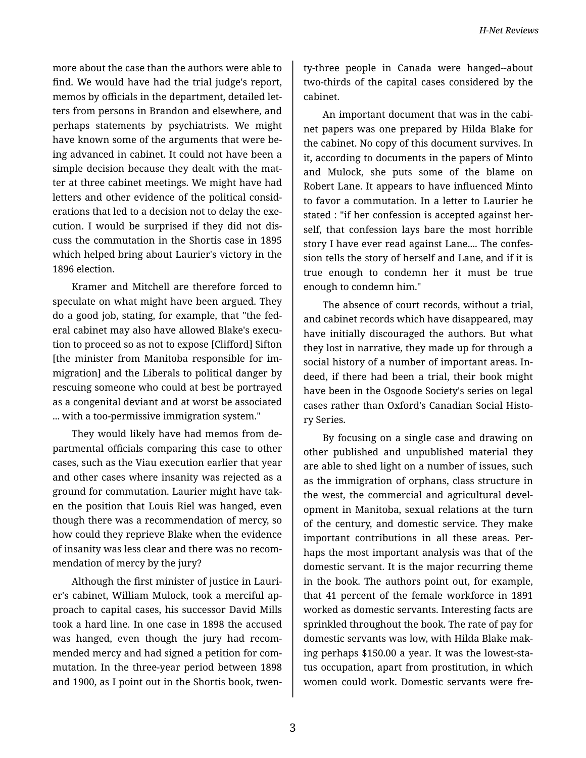more about the case than the authors were able to find. We would have had the trial judge's report, memos by officials in the department, detailed letters from persons in Brandon and elsewhere, and perhaps statements by psychiatrists. We might have known some of the arguments that were being advanced in cabinet. It could not have been a simple decision because they dealt with the matter at three cabinet meetings. We might have had letters and other evidence of the political considerations that led to a decision not to delay the execution. I would be surprised if they did not discuss the commutation in the Shortis case in 1895 which helped bring about Laurier's victory in the 1896 election.

Kramer and Mitchell are therefore forced to speculate on what might have been argued. They do a good job, stating, for example, that "the federal cabinet may also have allowed Blake's execution to proceed so as not to expose [Clifford] Sifton [the minister from Manitoba responsible for immigration] and the Liberals to political danger by rescuing someone who could at best be portrayed as a congenital deviant and at worst be associated ... with a too-permissive immigration system."

They would likely have had memos from departmental officials comparing this case to other cases, such as the Viau execution earlier that year and other cases where insanity was rejected as a ground for commutation. Laurier might have taken the position that Louis Riel was hanged, even though there was a recommendation of mercy, so how could they reprieve Blake when the evidence of insanity was less clear and there was no recommendation of mercy by the jury?

Although the first minister of justice in Laurier's cabinet, William Mulock, took a merciful approach to capital cases, his successor David Mills took a hard line. In one case in 1898 the accused was hanged, even though the jury had recommended mercy and had signed a petition for commutation. In the three-year period between 1898 and 1900, as I point out in the Shortis book, twenty-three people in Canada were hanged--about two-thirds of the capital cases considered by the cabinet.

An important document that was in the cabinet papers was one prepared by Hilda Blake for the cabinet. No copy of this document survives. In it, according to documents in the papers of Minto and Mulock, she puts some of the blame on Robert Lane. It appears to have influenced Minto to favor a commutation. In a letter to Laurier he stated : "if her confession is accepted against herself, that confession lays bare the most horrible story I have ever read against Lane.... The confession tells the story of herself and Lane, and if it is true enough to condemn her it must be true enough to condemn him."

The absence of court records, without a trial, and cabinet records which have disappeared, may have initially discouraged the authors. But what they lost in narrative, they made up for through a social history of a number of important areas. Indeed, if there had been a trial, their book might have been in the Osgoode Society's series on legal cases rather than Oxford's Canadian Social History Series.

By focusing on a single case and drawing on other published and unpublished material they are able to shed light on a number of issues, such as the immigration of orphans, class structure in the west, the commercial and agricultural development in Manitoba, sexual relations at the turn of the century, and domestic service. They make important contributions in all these areas. Perhaps the most important analysis was that of the domestic servant. It is the major recurring theme in the book. The authors point out, for example, that 41 percent of the female workforce in 1891 worked as domestic servants. Interesting facts are sprinkled throughout the book. The rate of pay for domestic servants was low, with Hilda Blake making perhaps $150.00 a year. It was the lowest-status occupation, apart from prostitution, in which women could work. Domestic servants were fre-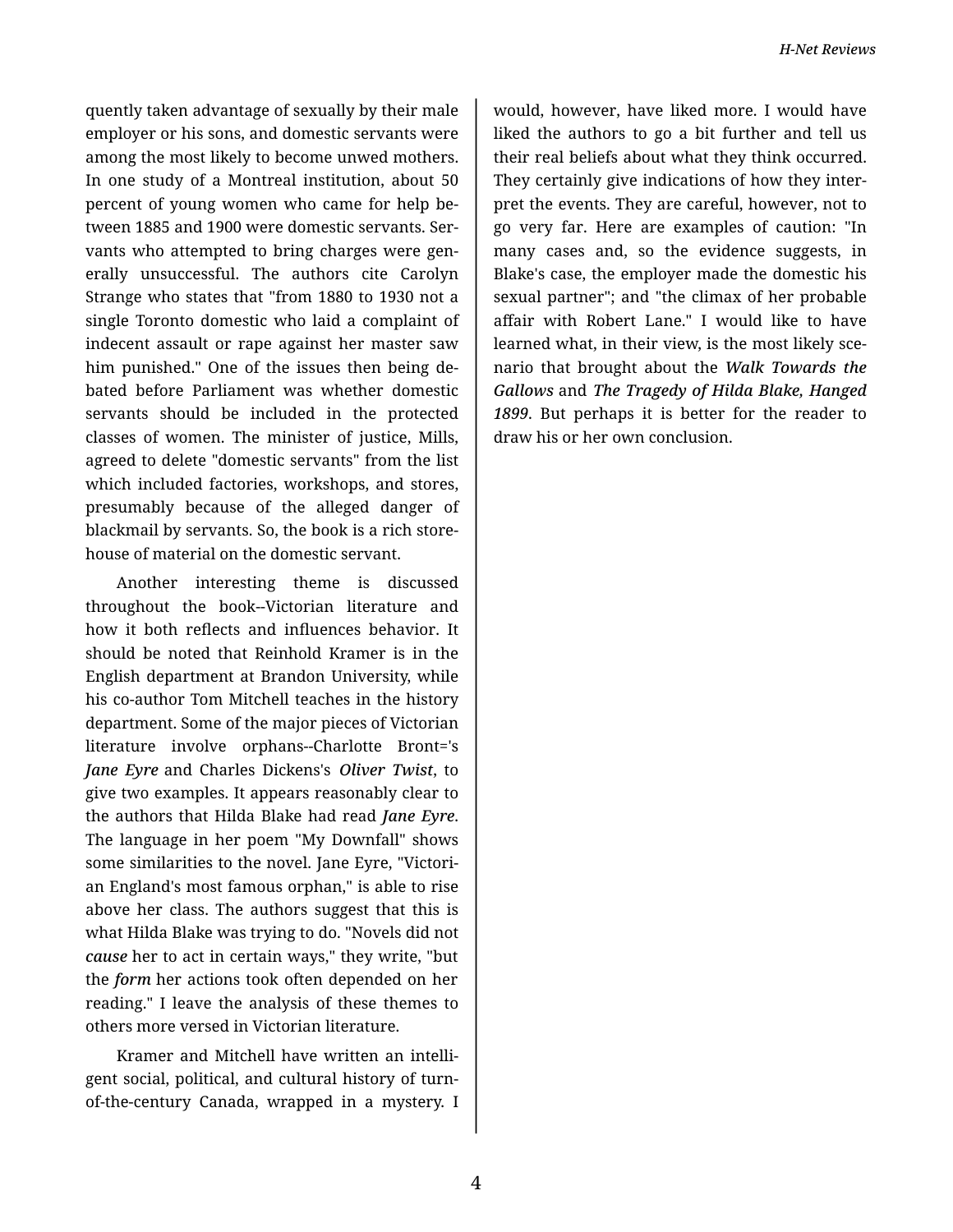quently taken advantage of sexually by their male employer or his sons, and domestic servants were among the most likely to become unwed mothers. In one study of a Montreal institution, about 50 percent of young women who came for help between 1885 and 1900 were domestic servants. Servants who attempted to bring charges were generally unsuccessful. The authors cite Carolyn Strange who states that "from 1880 to 1930 not a single Toronto domestic who laid a complaint of indecent assault or rape against her master saw him punished." One of the issues then being debated before Parliament was whether domestic servants should be included in the protected classes of women. The minister of justice, Mills, agreed to delete "domestic servants" from the list which included factories, workshops, and stores, presumably because of the alleged danger of blackmail by servants. So, the book is a rich storehouse of material on the domestic servant.

Another interesting theme is discussed throughout the book--Victorian literature and how it both reflects and influences behavior. It should be noted that Reinhold Kramer is in the English department at Brandon University, while his co-author Tom Mitchell teaches in the history department. Some of the major pieces of Victorian literature involve orphans--Charlotte Bront='s *Jane Eyre* and Charles Dickens's *Oliver Twist*, to give two examples. It appears reasonably clear to the authors that Hilda Blake had read *Jane Eyre*. The language in her poem "My Downfall" shows some similarities to the novel. Jane Eyre, "Victorian England's most famous orphan," is able to rise above her class. The authors suggest that this is what Hilda Blake was trying to do. "Novels did not *cause* her to act in certain ways," they write, "but the *form* her actions took often depended on her reading." I leave the analysis of these themes to others more versed in Victorian literature.

Kramer and Mitchell have written an intelligent social, political, and cultural history of turn-of-the-century Canada, wrapped in a mystery. I would, however, have liked more. I would have liked the authors to go a bit further and tell us their real beliefs about what they think occurred. They certainly give indications of how they interpret the events. They are careful, however, not to go very far. Here are examples of caution: "In many cases and, so the evidence suggests, in Blake's case, the employer made the domestic his sexual partner"; and "the climax of her probable affair with Robert Lane." I would like to have learned what, in their view, is the most likely scenario that brought about the ***Walk Towards the Gallows*** and ***The Tragedy of Hilda Blake, Hanged 1899***. But perhaps it is better for the reader to draw his or her own conclusion.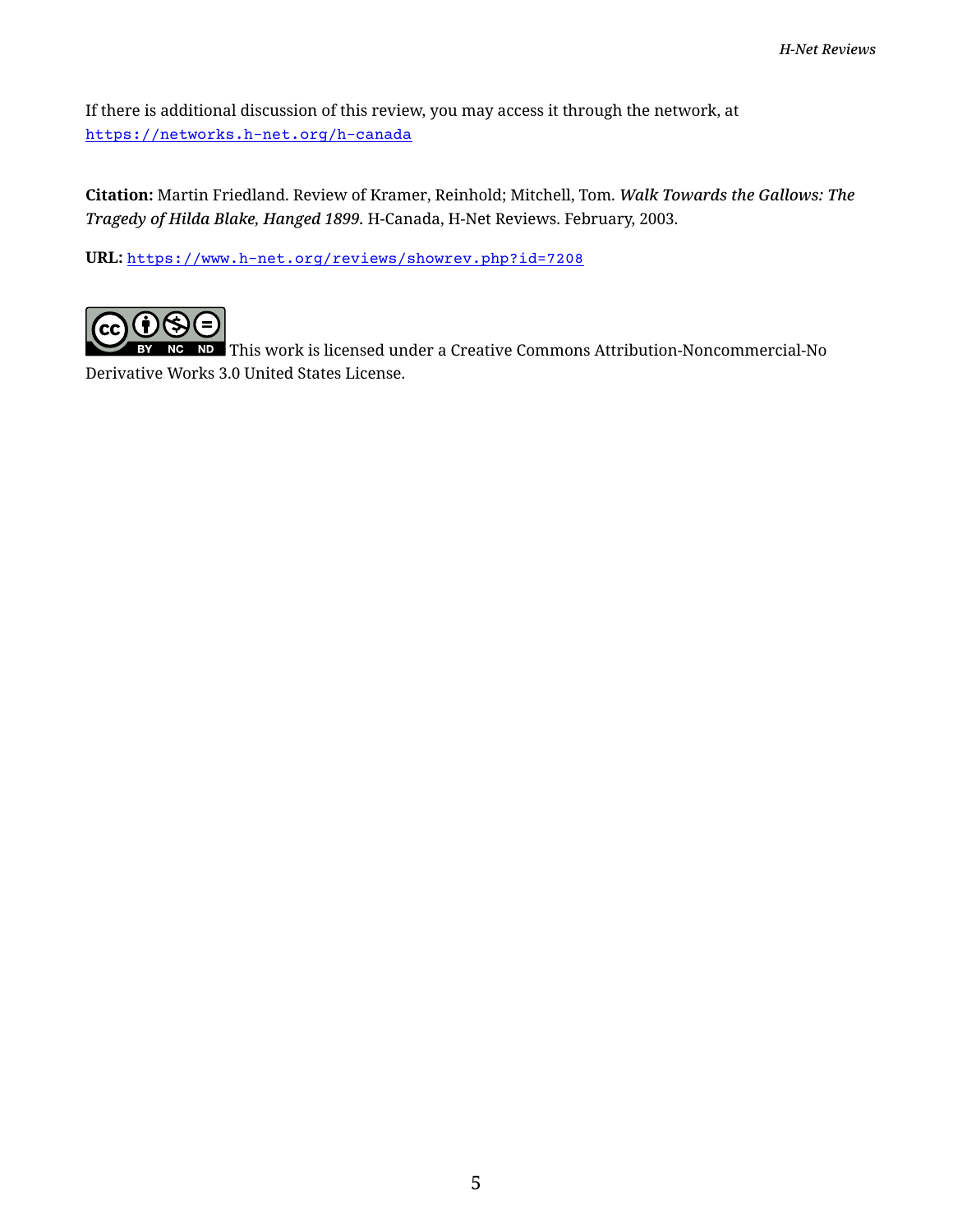If there is additional discussion of this review, you may access it through the network, at https://networks.h-net.org/h-canada

**Citation:** Martin Friedland. Review of Kramer, Reinhold; Mitchell, Tom. *Walk Towards the Gallows: The Tragedy of Hilda Blake, Hanged 1899.* H-Canada, H-Net Reviews. February, 2003.

**URL:** https://www.h-net.org/reviews/showrev.php?id=7208

This work is licensed under a Creative Commons Attribution-Noncommercial-No Derivative Works 3.0 United States License.